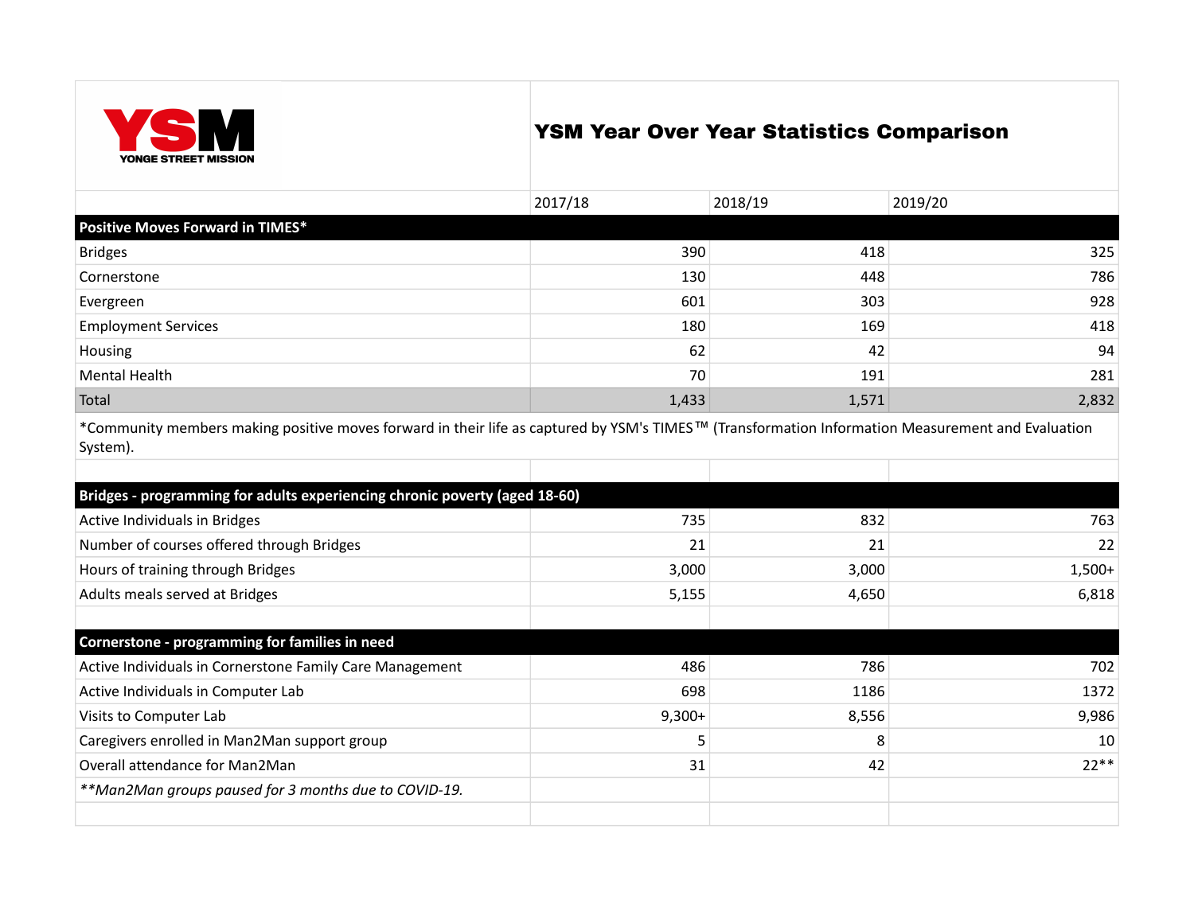YSM
YONGE STREET MISSION

# YSM Year Over Year Statistics Comparison

| | 2017/18 | 2018/19 | 2019/20 |
|---|---|---|---|
| **Positive Moves Forward in TIMES*** | | | |
| Bridges | 390 | 418 | 325 |
| Cornerstone | 130 | 448 | 786 |
| Evergreen | 601 | 303 | 928 |
| Employment Services | 180 | 169 | 418 |
| Housing | 62 | 42 | 94 |
| Mental Health | 70 | 191 | 281 |
| Total | 1,433 | 1,571 | 2,832 |

*Community members making positive moves forward in their life as captured by YSM's TIMES™ (Transformation Information Measurement and Evaluation System).

| | 2017/18 | 2018/19 | 2019/20 |
|---|---|---|---|
| **Bridges - programming for adults experiencing chronic poverty (aged 18-60)** | | | |
| Active Individuals in Bridges | 735 | 832 | 763 |
| Number of courses offered through Bridges | 21 | 21 | 22 |
| Hours of training through Bridges | 3,000 | 3,000 | 1,500+ |
| Adults meals served at Bridges | 5,155 | 4,650 | 6,818 |
| **Cornerstone - programming for families in need** | | | |
| Active Individuals in Cornerstone Family Care Management | 486 | 786 | 702 |
| Active Individuals in Computer Lab | 698 | 1186 | 1372 |
| Visits to Computer Lab | 9,300+ | 8,556 | 9,986 |
| Caregivers enrolled in Man2Man support group | 5 | 8 | 10 |
| Overall attendance for Man2Man | 31 | 42 | 22** |

*\*\*Man2Man groups paused for 3 months due to COVID-19.*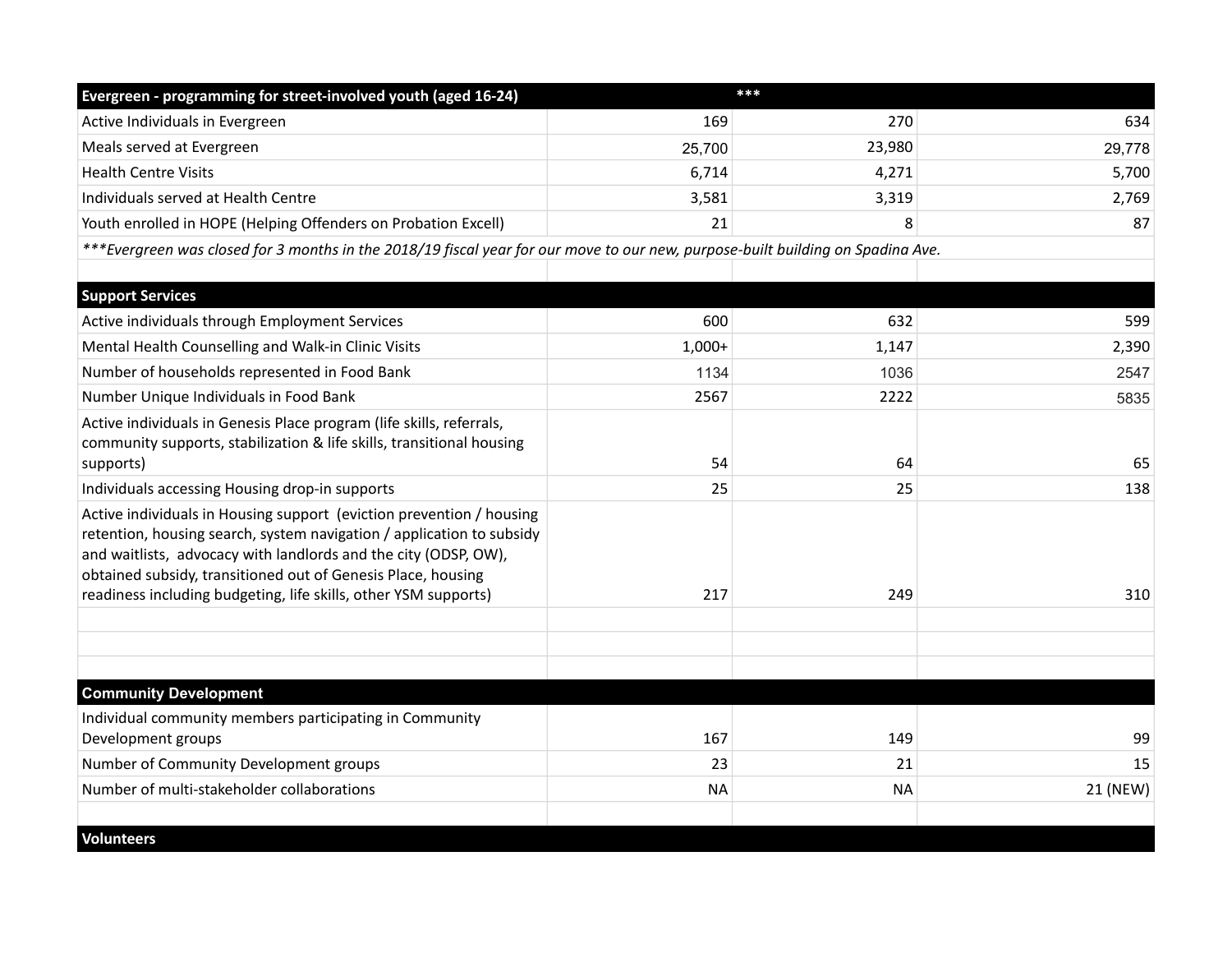| Evergreen - programming for street-involved youth (aged 16-24) | *** | | |
|---|---|---|---|
| Active Individuals in Evergreen | 169 | 270 | 634 |
| Meals served at Evergreen | 25,700 | 23,980 | 29,778 |
| Health Centre Visits | 6,714 | 4,271 | 5,700 |
| Individuals served at Health Centre | 3,581 | 3,319 | 2,769 |
| Youth enrolled in HOPE (Helping Offenders on Probation Excell) | 21 | 8 | 87 |
| *\*\*\*Evergreen was closed for 3 months in the 2018/19 fiscal year for our move to our new, purpose-built building on Spadina Ave.* | | | |
| | | | |
| **Support Services** | | | |
| Active individuals through Employment Services | 600 | 632 | 599 |
| Mental Health Counselling and Walk-in Clinic Visits | 1,000+ | 1,147 | 2,390 |
| Number of households represented in Food Bank | 1134 | 1036 | 2547 |
| Number Unique Individuals in Food Bank | 2567 | 2222 | 5835 |
| Active individuals in Genesis Place program (life skills, referrals, community supports, stabilization & life skills, transitional housing supports) | 54 | 64 | 65 |
| Individuals accessing Housing drop-in supports | 25 | 25 | 138 |
| Active individuals in Housing support (eviction prevention / housing retention, housing search, system navigation / application to subsidy and waitlists, advocacy with landlords and the city (ODSP, OW), obtained subsidy, transitioned out of Genesis Place, housing readiness including budgeting, life skills, other YSM supports) | 217 | 249 | 310 |
| | | | |
| | | | |
| | | | |
| **Community Development** | | | |
| Individual community members participating in Community Development groups | 167 | 149 | 99 |
| Number of Community Development groups | 23 | 21 | 15 |
| Number of multi-stakeholder collaborations | NA | NA | 21 (NEW) |
| | | | |
| **Volunteers** | | | |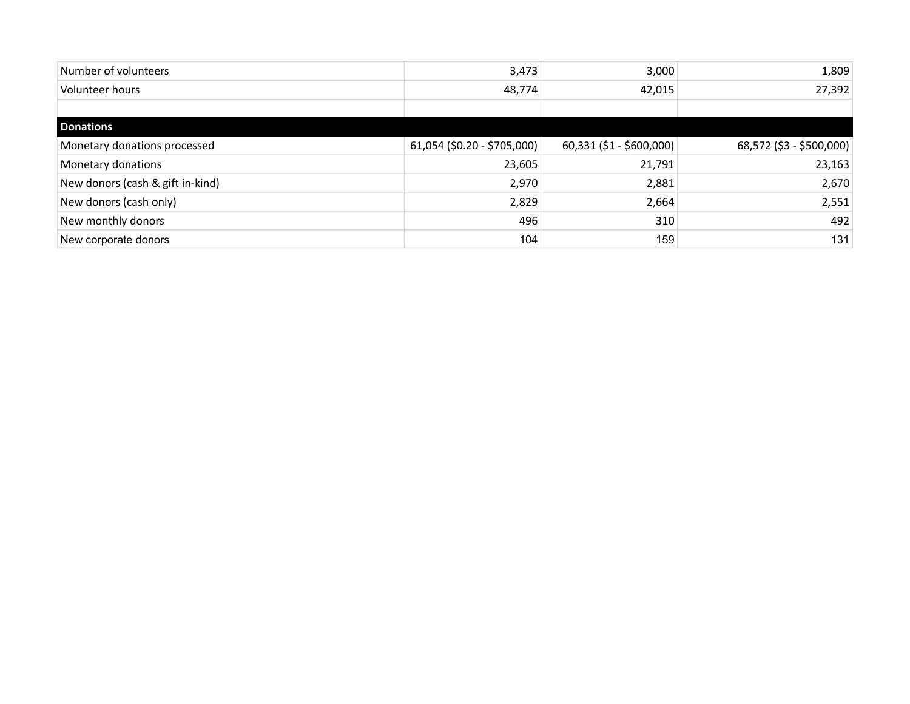| | | | |
|---|---|---|---|
| Number of volunteers | 3,473 | 3,000 | 1,809 |
| Volunteer hours | 48,774 | 42,015 | 27,392 |
| | | | |
| **Donations** | | | |
| Monetary donations processed | 61,054 ($0.20 - $705,000) | 60,331 ($1 - $600,000) | 68,572 ($3 - $500,000) |
| Monetary donations | 23,605 | 21,791 | 23,163 |
| New donors (cash & gift in-kind) | 2,970 | 2,881 | 2,670 |
| New donors (cash only) | 2,829 | 2,664 | 2,551 |
| New monthly donors | 496 | 310 | 492 |
| New corporate donors | 104 | 159 | 131 |